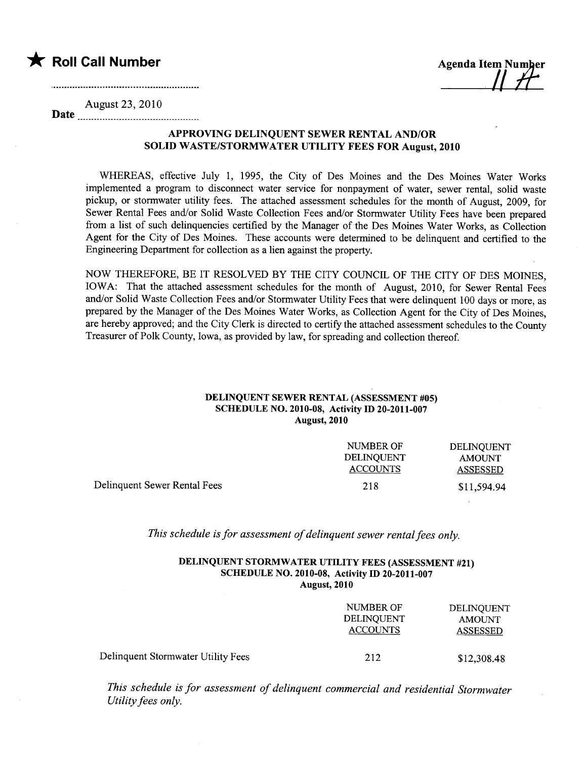★ **Roll Call Number**

**Agenda Item Number** 11 H

Date August 23, 2010

### APPROVING DELINQUENT SEWER RENTAL AND/OR SOLID WASTE/STORMWATER UTILITY FEES FOR August, 2010

WHEREAS, effective July 1, 1995, the City of Des Moines and the Des Moines Water Works implemented a program to disconnect water service for nonpayment of water, sewer rental, solid waste pickup, or stormwater utility fees. The attached assessment schedules for the month of August, 2009, for Sewer Rental Fees and/or Solid Waste Collection Fees and/or Stormwater Utility Fees have been prepared from a list of such delinquencies certified by the Manager of the Des Moines Water Works, as Collection Agent for the City of Des Moines. These accounts were determined to be delinquent and certified to the Engineering Department for collection as a lien against the property.

NOW THEREFORE, BE IT RESOLVED BY THE CITY COUNCIL OF THE CITY OF DES MOINES, IOWA: That the attached assessment schedules for the month of August, 2010, for Sewer Rental Fees and/or Solid Waste Collection Fees and/or Stormwater Utility Fees that were delinquent 100 days or more, as prepared by the Manager of the Des Moines Water Works, as Collection Agent for the City of Des Moines, are hereby approved; and the City Clerk is directed to certify the attached assessment schedules to the County Treasurer of Polk County, Iowa, as provided by law, for spreading and collection thereof.

**DELINQUENT SEWER RENTAL (ASSESSMENT #05)**
**SCHEDULE NO. 2010-08, Activity ID 20-2011-007**
**August, 2010**

| | NUMBER OF DELINQUENT ACCOUNTS | DELINQUENT AMOUNT ASSESSED |
|---|---|---|
| Delinquent Sewer Rental Fees | 218 | $11,594.94 |

*This schedule is for assessment of delinquent sewer rental fees only.*

**DELINQUENT STORMWATER UTILITY FEES (ASSESSMENT #21)**
**SCHEDULE NO. 2010-08, Activity ID 20-2011-007**
**August, 2010**

| | NUMBER OF DELINQUENT ACCOUNTS | DELINQUENT AMOUNT ASSESSED |
|---|---|---|
| Delinquent Stormwater Utility Fees | 212 | $12,308.48 |

*This schedule is for assessment of delinquent commercial and residential Stormwater Utility fees only.*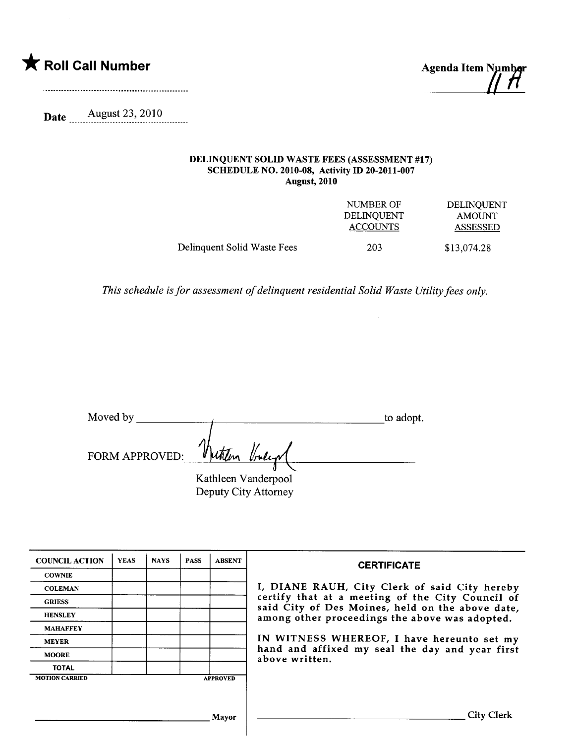★ **Roll Call Number**

..........................................................

**Agenda Item Number**
11A

Date August 23, 2010

**DELINQUENT SOLID WASTE FEES (ASSESSMENT #17)**
**SCHEDULE NO. 2010-08, Activity ID 20-2011-007**
**August, 2010**

| | NUMBER OF DELINQUENT ACCOUNTS | DELINQUENT AMOUNT ASSESSED |
|---|---|---|
| Delinquent Solid Waste Fees | 203 | $13,074.28 |

*This schedule is for assessment of delinquent residential Solid Waste Utility fees only.*

Moved by ______________________________________________ to adopt.

FORM APPROVED: Kathleen Vanderpool
Kathleen Vanderpool
Deputy City Attorney

| COUNCIL ACTION | YEAS | NAYS | PASS | ABSENT |
|---|---|---|---|---|
| COWNIE | | | | |
| COLEMAN | | | | |
| GRIESS | | | | |
| HENSLEY | | | | |
| MAHAFFEY | | | | |
| MEYER | | | | |
| MOORE | | | | |
| TOTAL | | | | |

MOTION CARRIED APPROVED

______________________________ Mayor

**CERTIFICATE**

I, DIANE RAUH, City Clerk of said City hereby certify that at a meeting of the City Council of said City of Des Moines, held on the above date, among other proceedings the above was adopted.

IN WITNESS WHEREOF, I have hereunto set my hand and affixed my seal the day and year first above written.

______________________________ City Clerk